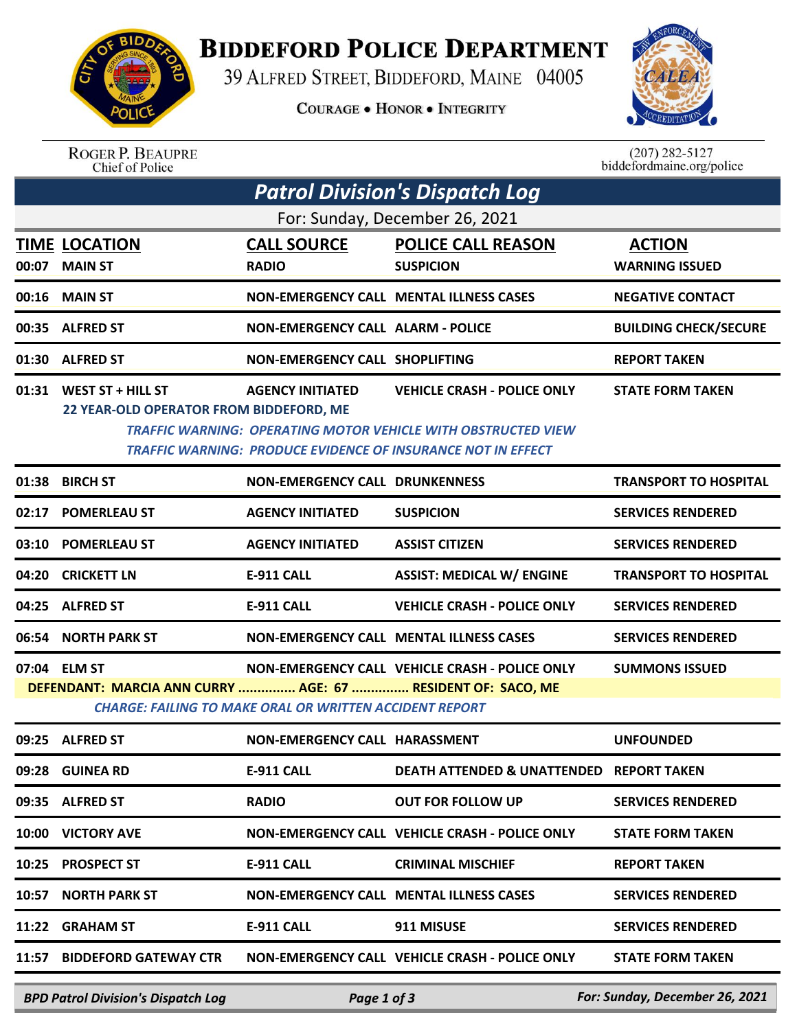# Biddeford Police Department

39 Alfred Street, Biddeford, Maine 04005

Courage • Honor • Integrity

Roger P. Beaupre
Chief of Police

(207) 282-5127
biddefordmaine.org/police

## Patrol Division's Dispatch Log

For: Sunday, December 26, 2021

| TIME | LOCATION | CALL SOURCE | POLICE CALL REASON | ACTION |
|---|---|---|---|---|
| 00:07 | MAIN ST | RADIO | SUSPICION | WARNING ISSUED |
| 00:16 | MAIN ST | NON-EMERGENCY CALL | MENTAL ILLNESS CASES | NEGATIVE CONTACT |
| 00:35 | ALFRED ST | NON-EMERGENCY CALL | ALARM - POLICE | BUILDING CHECK/SECURE |
| 01:30 | ALFRED ST | NON-EMERGENCY CALL | SHOPLIFTING | REPORT TAKEN |
| 01:31 | WEST ST + HILL ST | AGENCY INITIATED | VEHICLE CRASH - POLICE ONLY | STATE FORM TAKEN |

22 YEAR-OLD OPERATOR FROM BIDDEFORD, ME

*TRAFFIC WARNING: OPERATING MOTOR VEHICLE WITH OBSTRUCTED VIEW*
*TRAFFIC WARNING: PRODUCE EVIDENCE OF INSURANCE NOT IN EFFECT*

| TIME | LOCATION | CALL SOURCE | POLICE CALL REASON | ACTION |
|---|---|---|---|---|
| 01:38 | BIRCH ST | NON-EMERGENCY CALL | DRUNKENNESS | TRANSPORT TO HOSPITAL |
| 02:17 | POMERLEAU ST | AGENCY INITIATED | SUSPICION | SERVICES RENDERED |
| 03:10 | POMERLEAU ST | AGENCY INITIATED | ASSIST CITIZEN | SERVICES RENDERED |
| 04:20 | CRICKETT LN | E-911 CALL | ASSIST: MEDICAL W/ ENGINE | TRANSPORT TO HOSPITAL |
| 04:25 | ALFRED ST | E-911 CALL | VEHICLE CRASH - POLICE ONLY | SERVICES RENDERED |
| 06:54 | NORTH PARK ST | NON-EMERGENCY CALL | MENTAL ILLNESS CASES | SERVICES RENDERED |
| 07:04 | ELM ST | NON-EMERGENCY CALL | VEHICLE CRASH - POLICE ONLY | SUMMONS ISSUED |

DEFENDANT: MARCIA ANN CURRY ............... AGE: 67 ............... RESIDENT OF: SACO, ME

*CHARGE: FAILING TO MAKE ORAL OR WRITTEN ACCIDENT REPORT*

| TIME | LOCATION | CALL SOURCE | POLICE CALL REASON | ACTION |
|---|---|---|---|---|
| 09:25 | ALFRED ST | NON-EMERGENCY CALL | HARASSMENT | UNFOUNDED |
| 09:28 | GUINEA RD | E-911 CALL | DEATH ATTENDED & UNATTENDED | REPORT TAKEN |
| 09:35 | ALFRED ST | RADIO | OUT FOR FOLLOW UP | SERVICES RENDERED |
| 10:00 | VICTORY AVE | NON-EMERGENCY CALL | VEHICLE CRASH - POLICE ONLY | STATE FORM TAKEN |
| 10:25 | PROSPECT ST | E-911 CALL | CRIMINAL MISCHIEF | REPORT TAKEN |
| 10:57 | NORTH PARK ST | NON-EMERGENCY CALL | MENTAL ILLNESS CASES | SERVICES RENDERED |
| 11:22 | GRAHAM ST | E-911 CALL | 911 MISUSE | SERVICES RENDERED |
| 11:57 | BIDDEFORD GATEWAY CTR | NON-EMERGENCY CALL | VEHICLE CRASH - POLICE ONLY | STATE FORM TAKEN |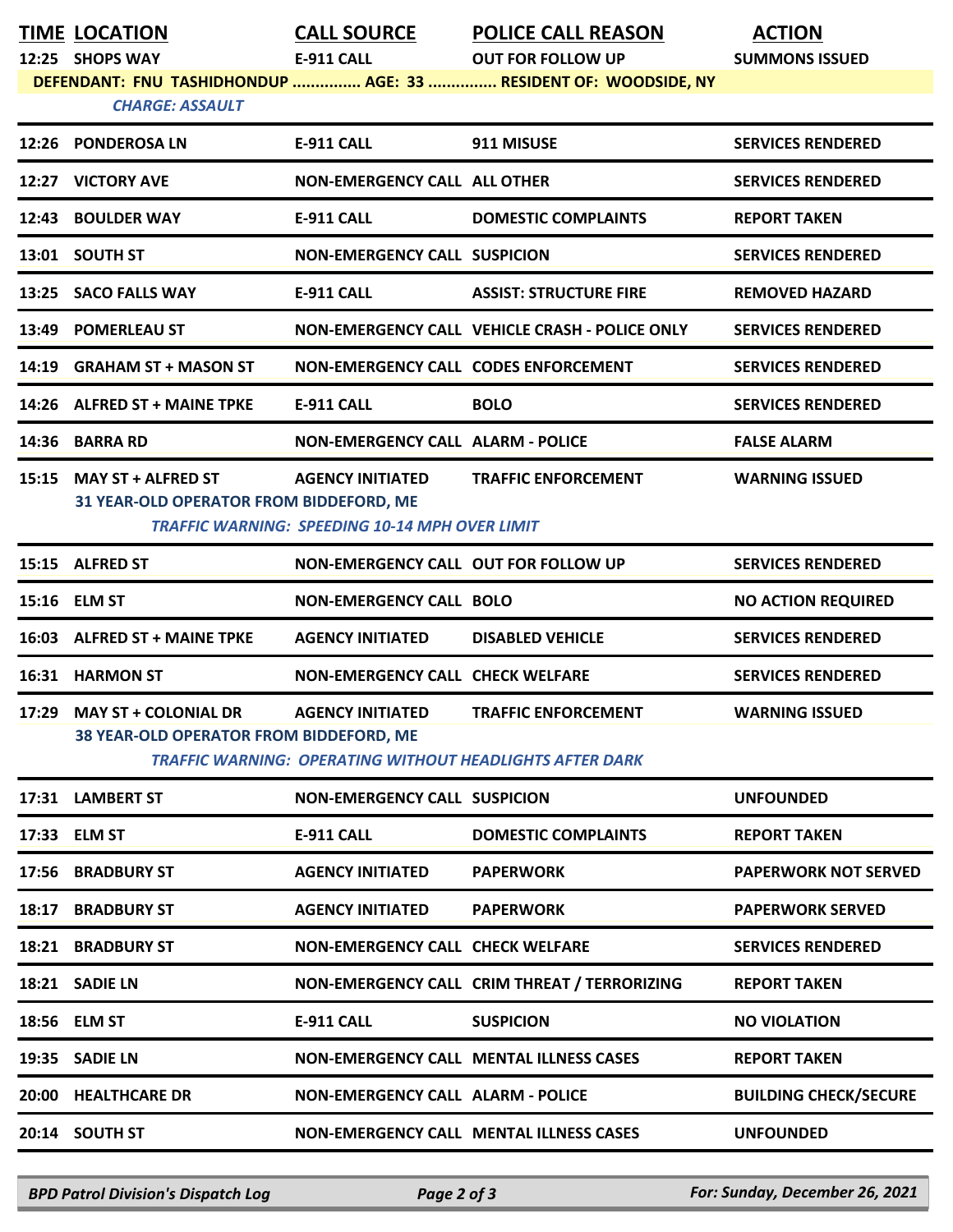| TIME | LOCATION | CALL SOURCE | POLICE CALL REASON | ACTION |
|---|---|---|---|---|
| 12:25 | SHOPS WAY | E-911 CALL | OUT FOR FOLLOW UP | SUMMONS ISSUED |
| | DEFENDANT: FNU TASHIDHONDUP .............. AGE: 33 .............. RESIDENT OF: WOODSIDE, NY | | | |
| | *CHARGE: ASSAULT* | | | |
| 12:26 | PONDEROSA LN | E-911 CALL | 911 MISUSE | SERVICES RENDERED |
| 12:27 | VICTORY AVE | NON-EMERGENCY CALL | ALL OTHER | SERVICES RENDERED |
| 12:43 | BOULDER WAY | E-911 CALL | DOMESTIC COMPLAINTS | REPORT TAKEN |
| 13:01 | SOUTH ST | NON-EMERGENCY CALL | SUSPICION | SERVICES RENDERED |
| 13:25 | SACO FALLS WAY | E-911 CALL | ASSIST: STRUCTURE FIRE | REMOVED HAZARD |
| 13:49 | POMERLEAU ST | NON-EMERGENCY CALL | VEHICLE CRASH - POLICE ONLY | SERVICES RENDERED |
| 14:19 | GRAHAM ST + MASON ST | NON-EMERGENCY CALL | CODES ENFORCEMENT | SERVICES RENDERED |
| 14:26 | ALFRED ST + MAINE TPKE | E-911 CALL | BOLO | SERVICES RENDERED |
| 14:36 | BARRA RD | NON-EMERGENCY CALL | ALARM - POLICE | FALSE ALARM |
| 15:15 | MAY ST + ALFRED ST | AGENCY INITIATED | TRAFFIC ENFORCEMENT | WARNING ISSUED |
| | 31 YEAR-OLD OPERATOR FROM BIDDEFORD, ME | | | |
| | *TRAFFIC WARNING: SPEEDING 10-14 MPH OVER LIMIT* | | | |
| 15:15 | ALFRED ST | NON-EMERGENCY CALL | OUT FOR FOLLOW UP | SERVICES RENDERED |
| 15:16 | ELM ST | NON-EMERGENCY CALL | BOLO | NO ACTION REQUIRED |
| 16:03 | ALFRED ST + MAINE TPKE | AGENCY INITIATED | DISABLED VEHICLE | SERVICES RENDERED |
| 16:31 | HARMON ST | NON-EMERGENCY CALL | CHECK WELFARE | SERVICES RENDERED |
| 17:29 | MAY ST + COLONIAL DR | AGENCY INITIATED | TRAFFIC ENFORCEMENT | WARNING ISSUED |
| | 38 YEAR-OLD OPERATOR FROM BIDDEFORD, ME | | | |
| | *TRAFFIC WARNING: OPERATING WITHOUT HEADLIGHTS AFTER DARK* | | | |
| 17:31 | LAMBERT ST | NON-EMERGENCY CALL | SUSPICION | UNFOUNDED |
| 17:33 | ELM ST | E-911 CALL | DOMESTIC COMPLAINTS | REPORT TAKEN |
| 17:56 | BRADBURY ST | AGENCY INITIATED | PAPERWORK | PAPERWORK NOT SERVED |
| 18:17 | BRADBURY ST | AGENCY INITIATED | PAPERWORK | PAPERWORK SERVED |
| 18:21 | BRADBURY ST | NON-EMERGENCY CALL | CHECK WELFARE | SERVICES RENDERED |
| 18:21 | SADIE LN | NON-EMERGENCY CALL | CRIM THREAT / TERRORIZING | REPORT TAKEN |
| 18:56 | ELM ST | E-911 CALL | SUSPICION | NO VIOLATION |
| 19:35 | SADIE LN | NON-EMERGENCY CALL | MENTAL ILLNESS CASES | REPORT TAKEN |
| 20:00 | HEALTHCARE DR | NON-EMERGENCY CALL | ALARM - POLICE | BUILDING CHECK/SECURE |
| 20:14 | SOUTH ST | NON-EMERGENCY CALL | MENTAL ILLNESS CASES | UNFOUNDED |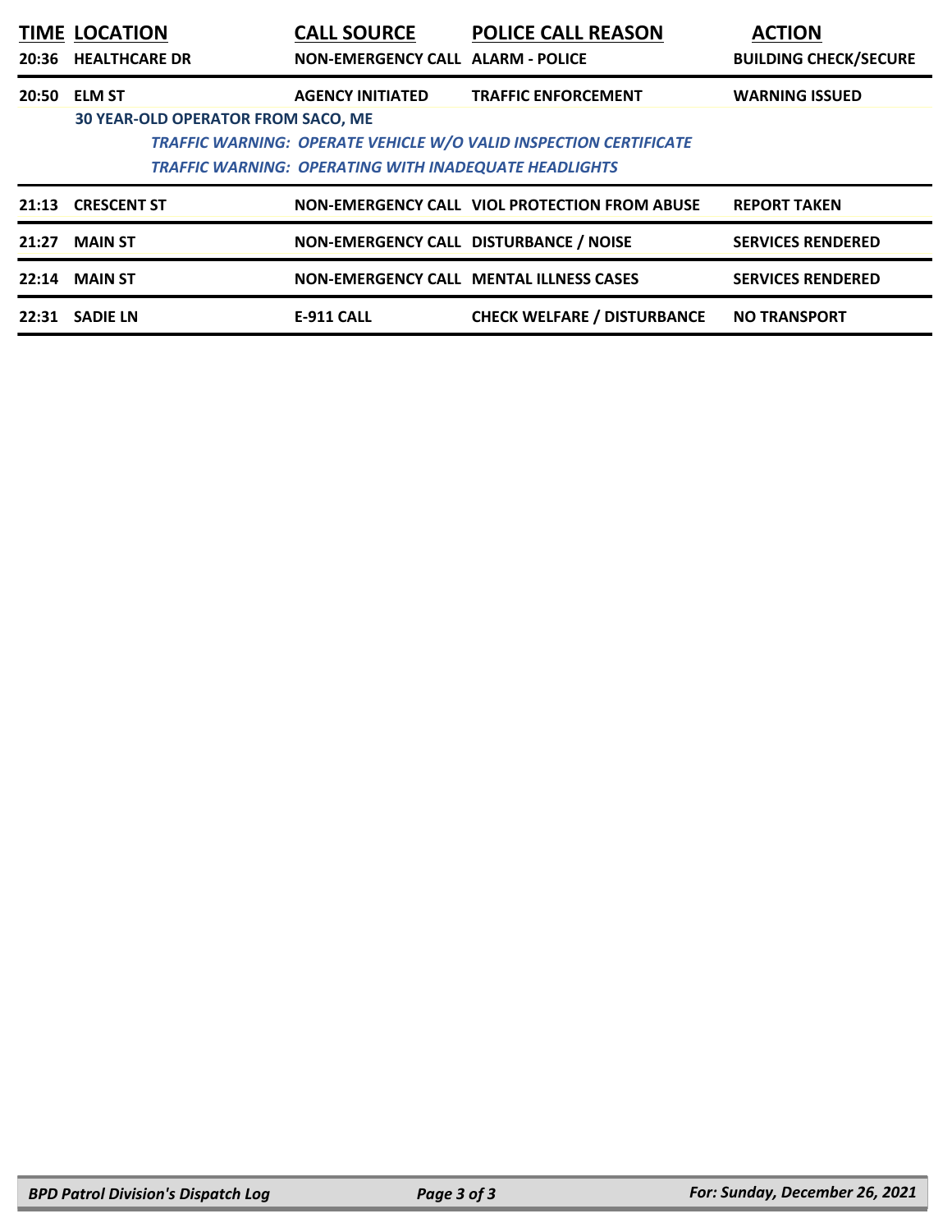| TIME | LOCATION | CALL SOURCE | POLICE CALL REASON | ACTION |
|---|---|---|---|---|
| 20:36 | HEALTHCARE DR | NON-EMERGENCY CALL | ALARM - POLICE | BUILDING CHECK/SECURE |
| 20:50 | ELM ST | AGENCY INITIATED | TRAFFIC ENFORCEMENT | WARNING ISSUED |
| | 30 YEAR-OLD OPERATOR FROM SACO, ME | | | |
| | *TRAFFIC WARNING: OPERATE VEHICLE W/O VALID INSPECTION CERTIFICATE* | | | |
| | *TRAFFIC WARNING: OPERATING WITH INADEQUATE HEADLIGHTS* | | | |
| 21:13 | CRESCENT ST | NON-EMERGENCY CALL | VIOL PROTECTION FROM ABUSE | REPORT TAKEN |
| 21:27 | MAIN ST | NON-EMERGENCY CALL | DISTURBANCE / NOISE | SERVICES RENDERED |
| 22:14 | MAIN ST | NON-EMERGENCY CALL | MENTAL ILLNESS CASES | SERVICES RENDERED |
| 22:31 | SADIE LN | E-911 CALL | CHECK WELFARE / DISTURBANCE | NO TRANSPORT |